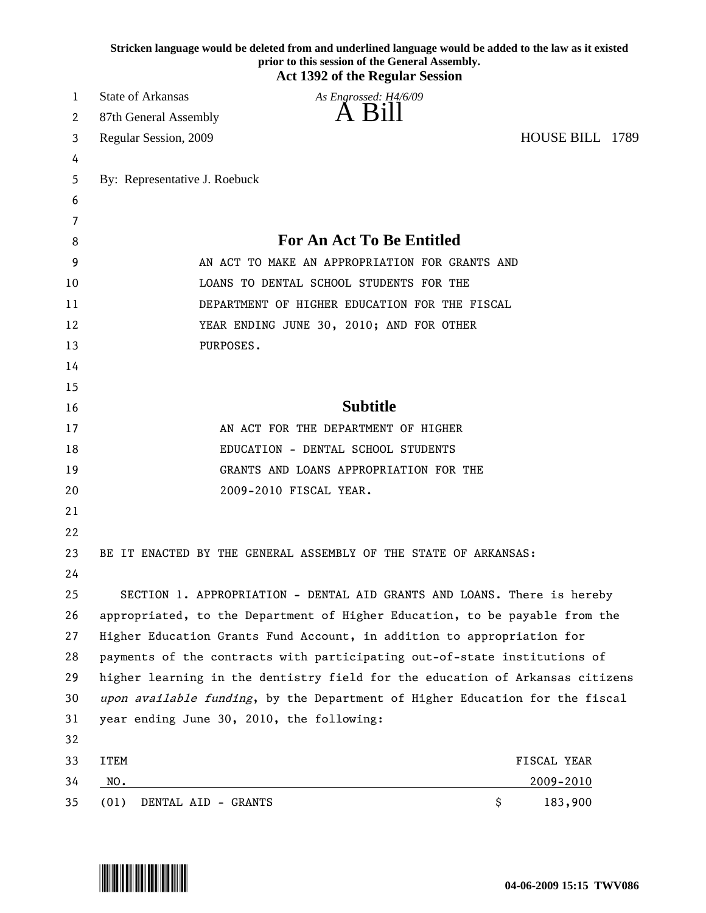Stricken language would be deleted from and underlined language would be added to the law as it existed prior to this session of the General Assembly.

**Act 1392 of the Regular Session**

State of Arkansas
87th General Assembly
Regular Session, 2009

*As Engrossed: H4/6/09*

# A Bill

HOUSE BILL 1789

By: Representative J. Roebuck

## For An Act To Be Entitled

AN ACT TO MAKE AN APPROPRIATION FOR GRANTS AND LOANS TO DENTAL SCHOOL STUDENTS FOR THE DEPARTMENT OF HIGHER EDUCATION FOR THE FISCAL YEAR ENDING JUNE 30, 2010; AND FOR OTHER PURPOSES.

## Subtitle

AN ACT FOR THE DEPARTMENT OF HIGHER EDUCATION - DENTAL SCHOOL STUDENTS GRANTS AND LOANS APPROPRIATION FOR THE 2009-2010 FISCAL YEAR.

BE IT ENACTED BY THE GENERAL ASSEMBLY OF THE STATE OF ARKANSAS:

SECTION 1. APPROPRIATION - DENTAL AID GRANTS AND LOANS. There is hereby appropriated, to the Department of Higher Education, to be payable from the Higher Education Grants Fund Account, in addition to appropriation for payments of the contracts with participating out-of-state institutions of higher learning in the dentistry field for the education of Arkansas citizens *upon available funding*, by the Department of Higher Education for the fiscal year ending June 30, 2010, the following:

| ITEM NO. | | FISCAL YEAR 2009-2010 |
|---|---|---|
| (01) | DENTAL AID - GRANTS | $ 183,900 |

04-06-2009 15:15 TWV086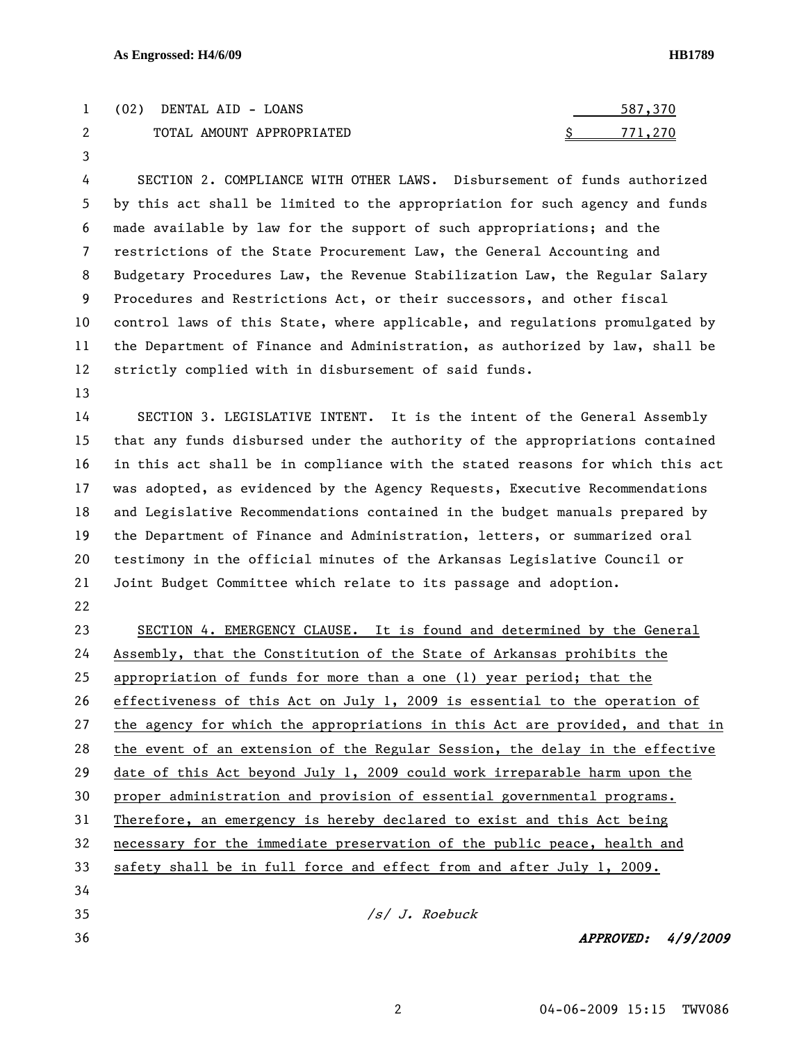| | |
|---|---|
| (02) DENTAL AID - LOANS | 587,370 |
| TOTAL AMOUNT APPROPRIATED | $ 771,270 |

SECTION 2. COMPLIANCE WITH OTHER LAWS. Disbursement of funds authorized by this act shall be limited to the appropriation for such agency and funds made available by law for the support of such appropriations; and the restrictions of the State Procurement Law, the General Accounting and Budgetary Procedures Law, the Revenue Stabilization Law, the Regular Salary Procedures and Restrictions Act, or their successors, and other fiscal control laws of this State, where applicable, and regulations promulgated by the Department of Finance and Administration, as authorized by law, shall be strictly complied with in disbursement of said funds.

SECTION 3. LEGISLATIVE INTENT. It is the intent of the General Assembly that any funds disbursed under the authority of the appropriations contained in this act shall be in compliance with the stated reasons for which this act was adopted, as evidenced by the Agency Requests, Executive Recommendations and Legislative Recommendations contained in the budget manuals prepared by the Department of Finance and Administration, letters, or summarized oral testimony in the official minutes of the Arkansas Legislative Council or Joint Budget Committee which relate to its passage and adoption.

SECTION 4. EMERGENCY CLAUSE. It is found and determined by the General Assembly, that the Constitution of the State of Arkansas prohibits the appropriation of funds for more than a one (1) year period; that the effectiveness of this Act on July 1, 2009 is essential to the operation of the agency for which the appropriations in this Act are provided, and that in the event of an extension of the Regular Session, the delay in the effective date of this Act beyond July 1, 2009 could work irreparable harm upon the proper administration and provision of essential governmental programs. Therefore, an emergency is hereby declared to exist and this Act being necessary for the immediate preservation of the public peace, health and safety shall be in full force and effect from and after July 1, 2009.

*/s/ J. Roebuck*

***APPROVED: 4/9/2009***